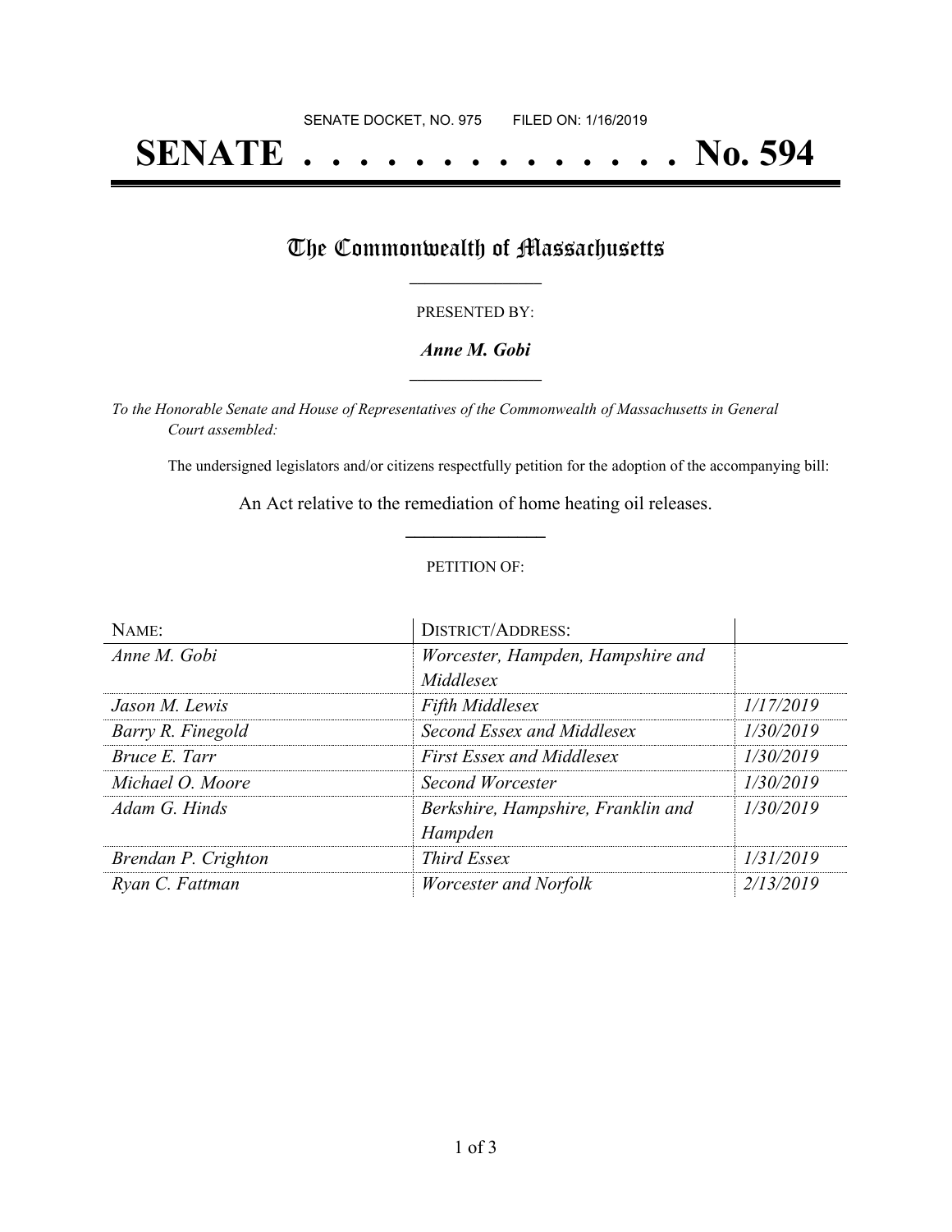SENATE DOCKET, NO. 975        FILED ON: 1/16/2019

# SENATE . . . . . . . . . . . . . . No. 594

## The Commonwealth of Massachusetts

PRESENTED BY:

***Anne M. Gobi***

*To the Honorable Senate and House of Representatives of the Commonwealth of Massachusetts in General Court assembled:*

The undersigned legislators and/or citizens respectfully petition for the adoption of the accompanying bill:

An Act relative to the remediation of home heating oil releases.

PETITION OF:

| NAME: | DISTRICT/ADDRESS: | |
|---|---|---|
| *Anne M. Gobi* | *Worcester, Hampden, Hampshire and Middlesex* | |
| *Jason M. Lewis* | *Fifth Middlesex* | *1/17/2019* |
| *Barry R. Finegold* | *Second Essex and Middlesex* | *1/30/2019* |
| *Bruce E. Tarr* | *First Essex and Middlesex* | *1/30/2019* |
| *Michael O. Moore* | *Second Worcester* | *1/30/2019* |
| *Adam G. Hinds* | *Berkshire, Hampshire, Franklin and Hampden* | *1/30/2019* |
| *Brendan P. Crighton* | *Third Essex* | *1/31/2019* |
| *Ryan C. Fattman* | *Worcester and Norfolk* | *2/13/2019* |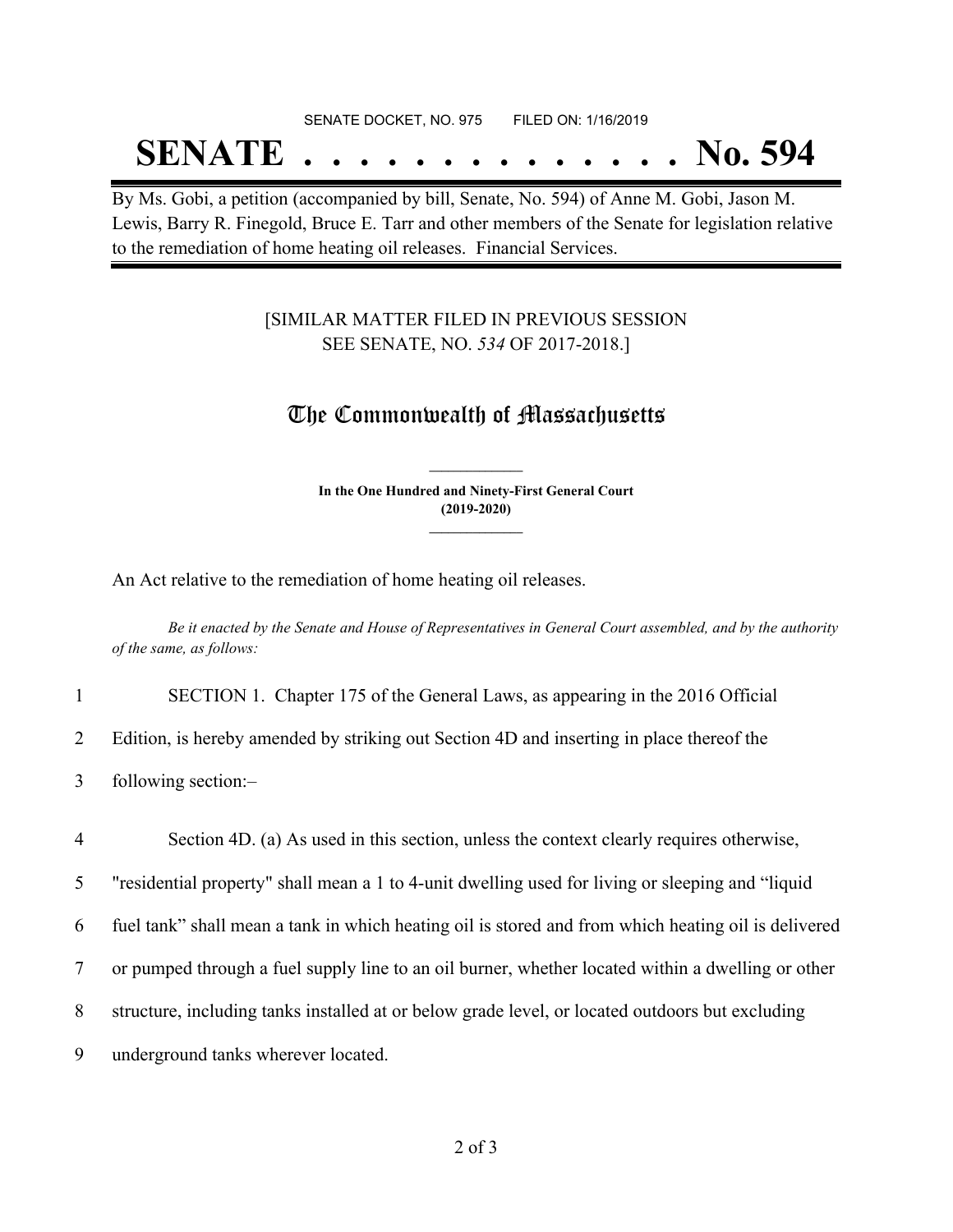SENATE DOCKET, NO. 975        FILED ON: 1/16/2019

# SENATE . . . . . . . . . . . . . . No. 594

By Ms. Gobi, a petition (accompanied by bill, Senate, No. 594) of Anne M. Gobi, Jason M. Lewis, Barry R. Finegold, Bruce E. Tarr and other members of the Senate for legislation relative to the remediation of home heating oil releases. Financial Services.

[SIMILAR MATTER FILED IN PREVIOUS SESSION
SEE SENATE, NO. *534* OF 2017-2018.]

## The Commonwealth of Massachusetts

**In the One Hundred and Ninety-First General Court**
**(2019-2020)**

An Act relative to the remediation of home heating oil releases.

*Be it enacted by the Senate and House of Representatives in General Court assembled, and by the authority of the same, as follows:*

1 SECTION 1. Chapter 175 of the General Laws, as appearing in the 2016 Official
2 Edition, is hereby amended by striking out Section 4D and inserting in place thereof the
3 following section:–

4 Section 4D. (a) As used in this section, unless the context clearly requires otherwise,
5 "residential property" shall mean a 1 to 4-unit dwelling used for living or sleeping and "liquid
6 fuel tank" shall mean a tank in which heating oil is stored and from which heating oil is delivered
7 or pumped through a fuel supply line to an oil burner, whether located within a dwelling or other
8 structure, including tanks installed at or below grade level, or located outdoors but excluding
9 underground tanks wherever located.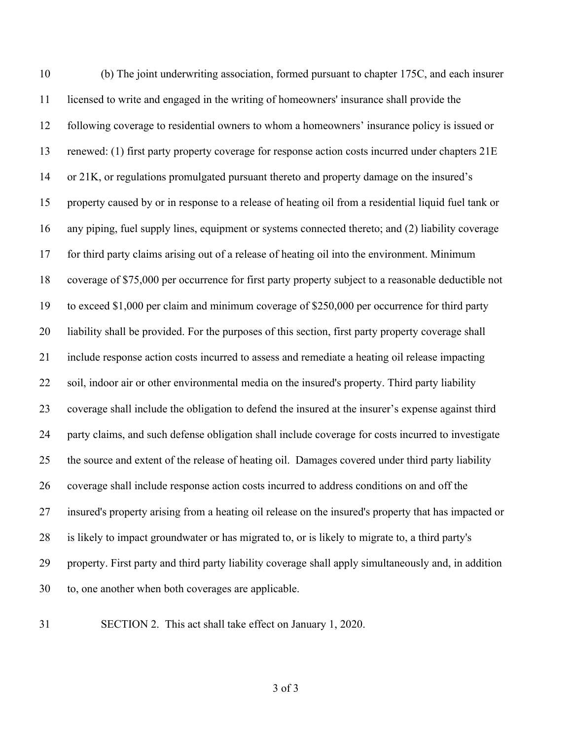(b) The joint underwriting association, formed pursuant to chapter 175C, and each insurer licensed to write and engaged in the writing of homeowners' insurance shall provide the following coverage to residential owners to whom a homeowners' insurance policy is issued or renewed: (1) first party property coverage for response action costs incurred under chapters 21E or 21K, or regulations promulgated pursuant thereto and property damage on the insured's property caused by or in response to a release of heating oil from a residential liquid fuel tank or any piping, fuel supply lines, equipment or systems connected thereto; and (2) liability coverage for third party claims arising out of a release of heating oil into the environment. Minimum coverage of $75,000 per occurrence for first party property subject to a reasonable deductible not to exceed $1,000 per claim and minimum coverage of $250,000 per occurrence for third party liability shall be provided. For the purposes of this section, first party property coverage shall include response action costs incurred to assess and remediate a heating oil release impacting soil, indoor air or other environmental media on the insured's property. Third party liability coverage shall include the obligation to defend the insured at the insurer's expense against third party claims, and such defense obligation shall include coverage for costs incurred to investigate the source and extent of the release of heating oil. Damages covered under third party liability coverage shall include response action costs incurred to address conditions on and off the insured's property arising from a heating oil release on the insured's property that has impacted or is likely to impact groundwater or has migrated to, or is likely to migrate to, a third party's property. First party and third party liability coverage shall apply simultaneously and, in addition to, one another when both coverages are applicable.

SECTION 2. This act shall take effect on January 1, 2020.